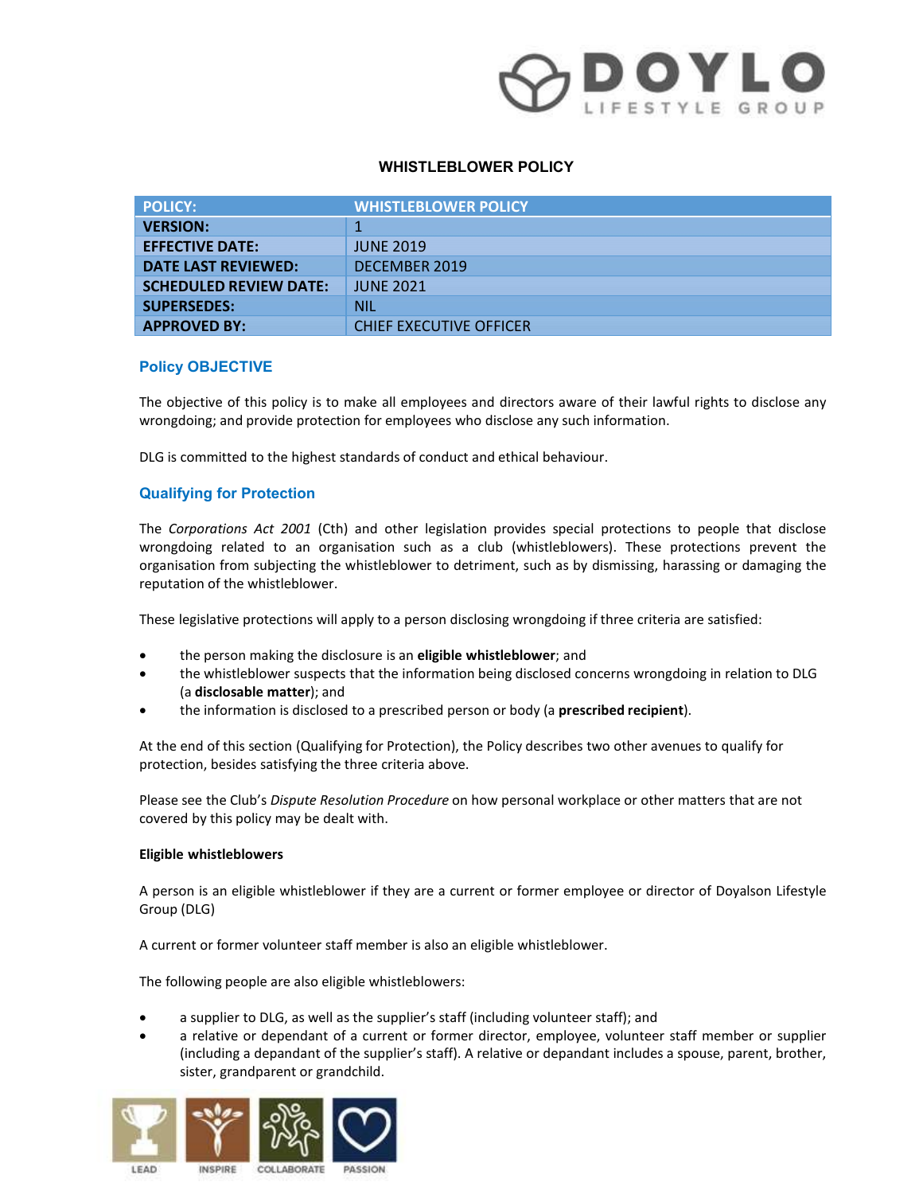# WHISTLEBLOWER POLICY

| POLICY: | WHISTLEBLOWER POLICY |
|---|---|
| VERSION: | 1 |
| EFFECTIVE DATE: | JUNE 2019 |
| DATE LAST REVIEWED: | DECEMBER 2019 |
| SCHEDULED REVIEW DATE: | JUNE 2021 |
| SUPERSEDES: | NIL |
| APPROVED BY: | CHIEF EXECUTIVE OFFICER |

## Policy OBJECTIVE

The objective of this policy is to make all employees and directors aware of their lawful rights to disclose any wrongdoing; and provide protection for employees who disclose any such information.

DLG is committed to the highest standards of conduct and ethical behaviour.

## Qualifying for Protection

The *Corporations Act 2001* (Cth) and other legislation provides special protections to people that disclose wrongdoing related to an organisation such as a club (whistleblowers). These protections prevent the organisation from subjecting the whistleblower to detriment, such as by dismissing, harassing or damaging the reputation of the whistleblower.

These legislative protections will apply to a person disclosing wrongdoing if three criteria are satisfied:

- the person making the disclosure is an **eligible whistleblower**; and
- the whistleblower suspects that the information being disclosed concerns wrongdoing in relation to DLG (a **disclosable matter**); and
- the information is disclosed to a prescribed person or body (a **prescribed recipient**).

At the end of this section (Qualifying for Protection), the Policy describes two other avenues to qualify for protection, besides satisfying the three criteria above.

Please see the Club's *Dispute Resolution Procedure* on how personal workplace or other matters that are not covered by this policy may be dealt with.

### Eligible whistleblowers

A person is an eligible whistleblower if they are a current or former employee or director of Doyalson Lifestyle Group (DLG)

A current or former volunteer staff member is also an eligible whistleblower.

The following people are also eligible whistleblowers:

- a supplier to DLG, as well as the supplier's staff (including volunteer staff); and
- a relative or dependant of a current or former director, employee, volunteer staff member or supplier (including a depandant of the supplier's staff). A relative or depandant includes a spouse, parent, brother, sister, grandparent or grandchild.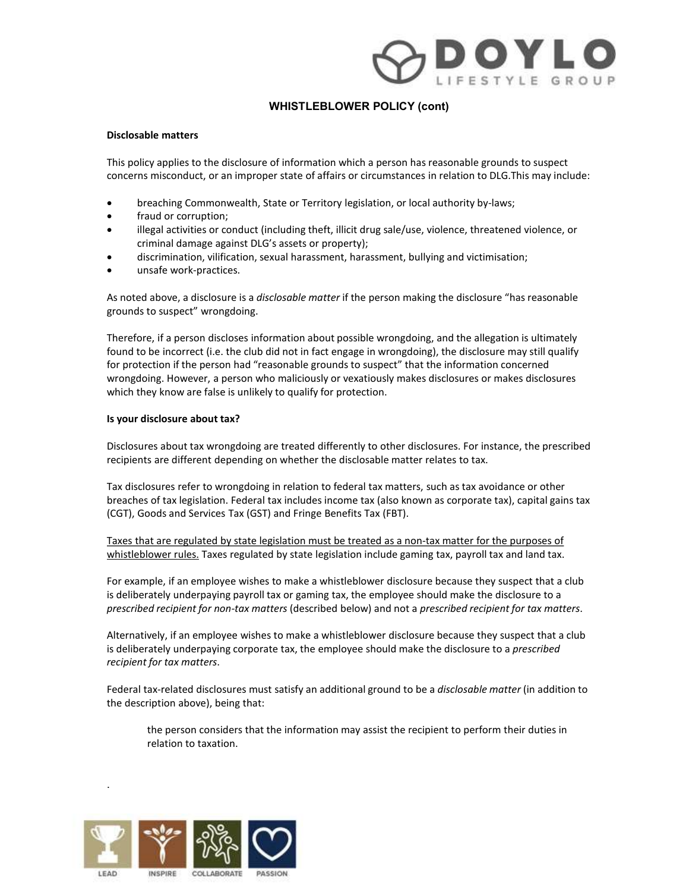## WHISTLEBLOWER POLICY (cont)

**Disclosable matters**

This policy applies to the disclosure of information which a person has reasonable grounds to suspect concerns misconduct, or an improper state of affairs or circumstances in relation to DLG.This may include:

- breaching Commonwealth, State or Territory legislation, or local authority by-laws;
- fraud or corruption;
- illegal activities or conduct (including theft, illicit drug sale/use, violence, threatened violence, or criminal damage against DLG's assets or property);
- discrimination, vilification, sexual harassment, harassment, bullying and victimisation;
- unsafe work-practices.

As noted above, a disclosure is a *disclosable matter* if the person making the disclosure "has reasonable grounds to suspect" wrongdoing.

Therefore, if a person discloses information about possible wrongdoing, and the allegation is ultimately found to be incorrect (i.e. the club did not in fact engage in wrongdoing), the disclosure may still qualify for protection if the person had "reasonable grounds to suspect" that the information concerned wrongdoing. However, a person who maliciously or vexatiously makes disclosures or makes disclosures which they know are false is unlikely to qualify for protection.

**Is your disclosure about tax?**

Disclosures about tax wrongdoing are treated differently to other disclosures. For instance, the prescribed recipients are different depending on whether the disclosable matter relates to tax.

Tax disclosures refer to wrongdoing in relation to federal tax matters, such as tax avoidance or other breaches of tax legislation. Federal tax includes income tax (also known as corporate tax), capital gains tax (CGT), Goods and Services Tax (GST) and Fringe Benefits Tax (FBT).

<u>Taxes that are regulated by state legislation must be treated as a non-tax matter for the purposes of whistleblower rules.</u> Taxes regulated by state legislation include gaming tax, payroll tax and land tax.

For example, if an employee wishes to make a whistleblower disclosure because they suspect that a club is deliberately underpaying payroll tax or gaming tax, the employee should make the disclosure to a *prescribed recipient for non-tax matters* (described below) and not a *prescribed recipient for tax matters*.

Alternatively, if an employee wishes to make a whistleblower disclosure because they suspect that a club is deliberately underpaying corporate tax, the employee should make the disclosure to a *prescribed recipient for tax matters*.

Federal tax-related disclosures must satisfy an additional ground to be a *disclosable matter* (in addition to the description above), being that:

> the person considers that the information may assist the recipient to perform their duties in relation to taxation.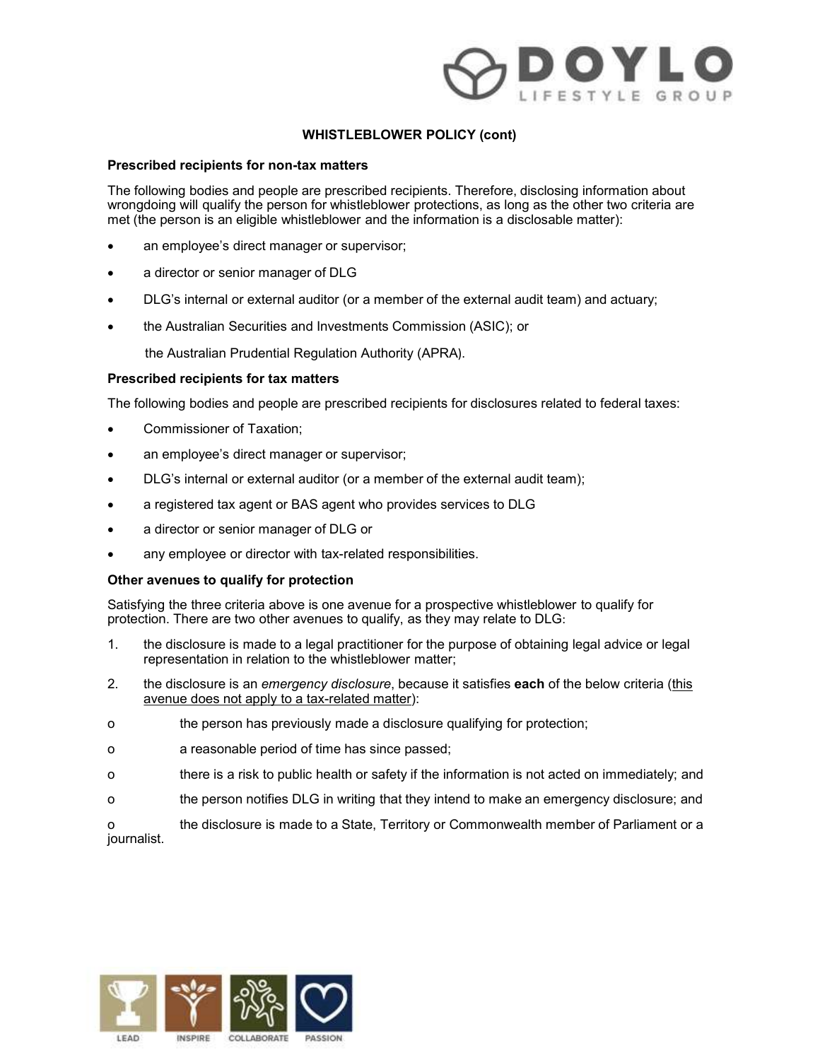## WHISTLEBLOWER POLICY (cont)

**Prescribed recipients for non-tax matters**

The following bodies and people are prescribed recipients. Therefore, disclosing information about wrongdoing will qualify the person for whistleblower protections, as long as the other two criteria are met (the person is an eligible whistleblower and the information is a disclosable matter):

- an employee's direct manager or supervisor;
- a director or senior manager of DLG
- DLG's internal or external auditor (or a member of the external audit team) and actuary;
- the Australian Securities and Investments Commission (ASIC); or

  the Australian Prudential Regulation Authority (APRA).

**Prescribed recipients for tax matters**

The following bodies and people are prescribed recipients for disclosures related to federal taxes:

- Commissioner of Taxation;
- an employee's direct manager or supervisor;
- DLG's internal or external auditor (or a member of the external audit team);
- a registered tax agent or BAS agent who provides services to DLG
- a director or senior manager of DLG or
- any employee or director with tax-related responsibilities.

**Other avenues to qualify for protection**

Satisfying the three criteria above is one avenue for a prospective whistleblower to qualify for protection. There are two other avenues to qualify, as they may relate to DLG:

1. the disclosure is made to a legal practitioner for the purpose of obtaining legal advice or legal representation in relation to the whistleblower matter;
2. the disclosure is an *emergency disclosure*, because it satisfies **each** of the below criteria (<u>this avenue does not apply to a tax-related matter</u>):

- o the person has previously made a disclosure qualifying for protection;
- o a reasonable period of time has since passed;
- o there is a risk to public health or safety if the information is not acted on immediately; and
- o the person notifies DLG in writing that they intend to make an emergency disclosure; and
- o the disclosure is made to a State, Territory or Commonwealth member of Parliament or a journalist.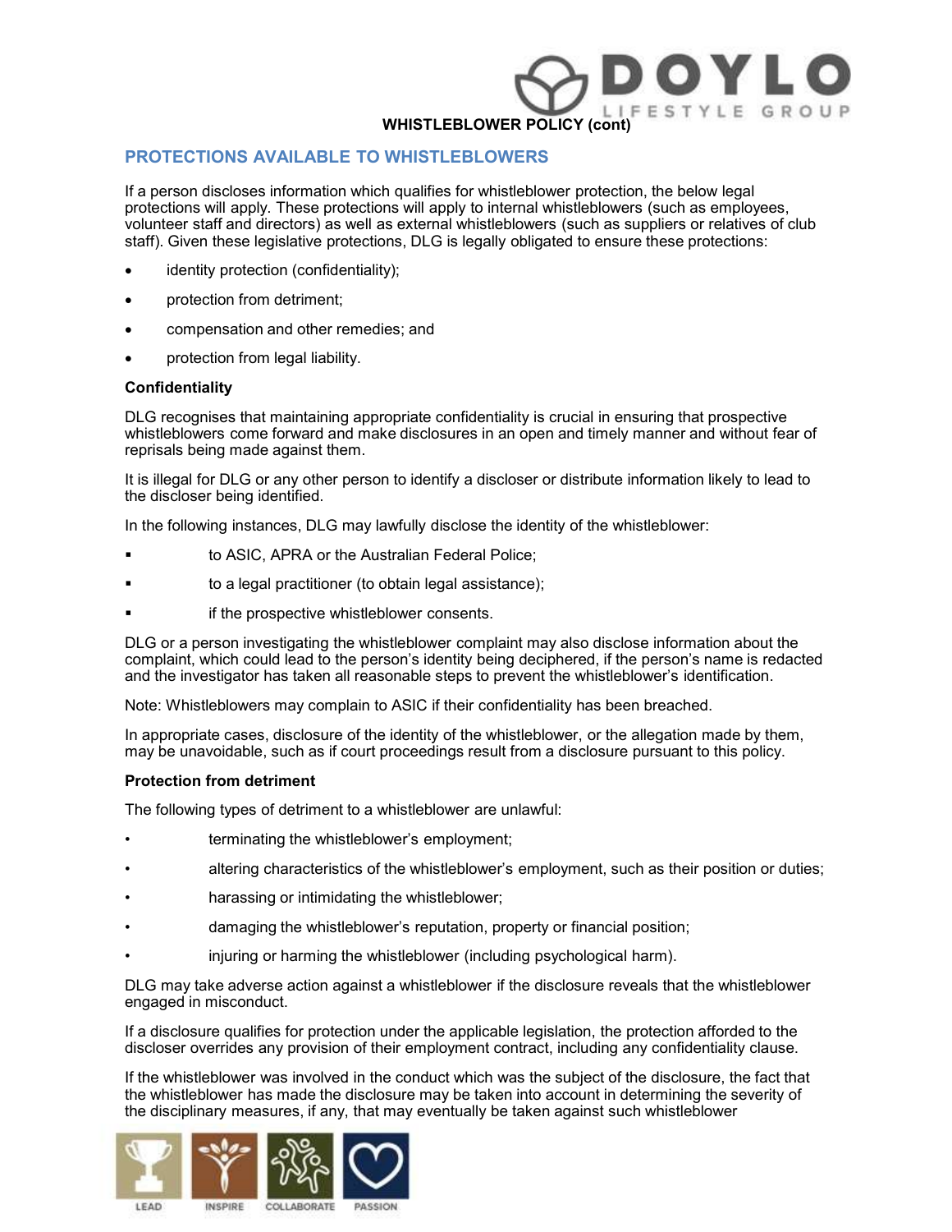## PROTECTIONS AVAILABLE TO WHISTLEBLOWERS

If a person discloses information which qualifies for whistleblower protection, the below legal protections will apply. These protections will apply to internal whistleblowers (such as employees, volunteer staff and directors) as well as external whistleblowers (such as suppliers or relatives of club staff). Given these legislative protections, DLG is legally obligated to ensure these protections:

- identity protection (confidentiality);
- protection from detriment;
- compensation and other remedies; and
- protection from legal liability.

**Confidentiality**

DLG recognises that maintaining appropriate confidentiality is crucial in ensuring that prospective whistleblowers come forward and make disclosures in an open and timely manner and without fear of reprisals being made against them.

It is illegal for DLG or any other person to identify a discloser or distribute information likely to lead to the discloser being identified.

In the following instances, DLG may lawfully disclose the identity of the whistleblower:

- to ASIC, APRA or the Australian Federal Police;
- to a legal practitioner (to obtain legal assistance);
- if the prospective whistleblower consents.

DLG or a person investigating the whistleblower complaint may also disclose information about the complaint, which could lead to the person's identity being deciphered, if the person's name is redacted and the investigator has taken all reasonable steps to prevent the whistleblower's identification.

Note: Whistleblowers may complain to ASIC if their confidentiality has been breached.

In appropriate cases, disclosure of the identity of the whistleblower, or the allegation made by them, may be unavoidable, such as if court proceedings result from a disclosure pursuant to this policy.

**Protection from detriment**

The following types of detriment to a whistleblower are unlawful:

- terminating the whistleblower's employment;
- altering characteristics of the whistleblower's employment, such as their position or duties;
- harassing or intimidating the whistleblower;
- damaging the whistleblower's reputation, property or financial position;
- injuring or harming the whistleblower (including psychological harm).

DLG may take adverse action against a whistleblower if the disclosure reveals that the whistleblower engaged in misconduct.

If a disclosure qualifies for protection under the applicable legislation, the protection afforded to the discloser overrides any provision of their employment contract, including any confidentiality clause.

If the whistleblower was involved in the conduct which was the subject of the disclosure, the fact that the whistleblower has made the disclosure may be taken into account in determining the severity of the disciplinary measures, if any, that may eventually be taken against such whistleblower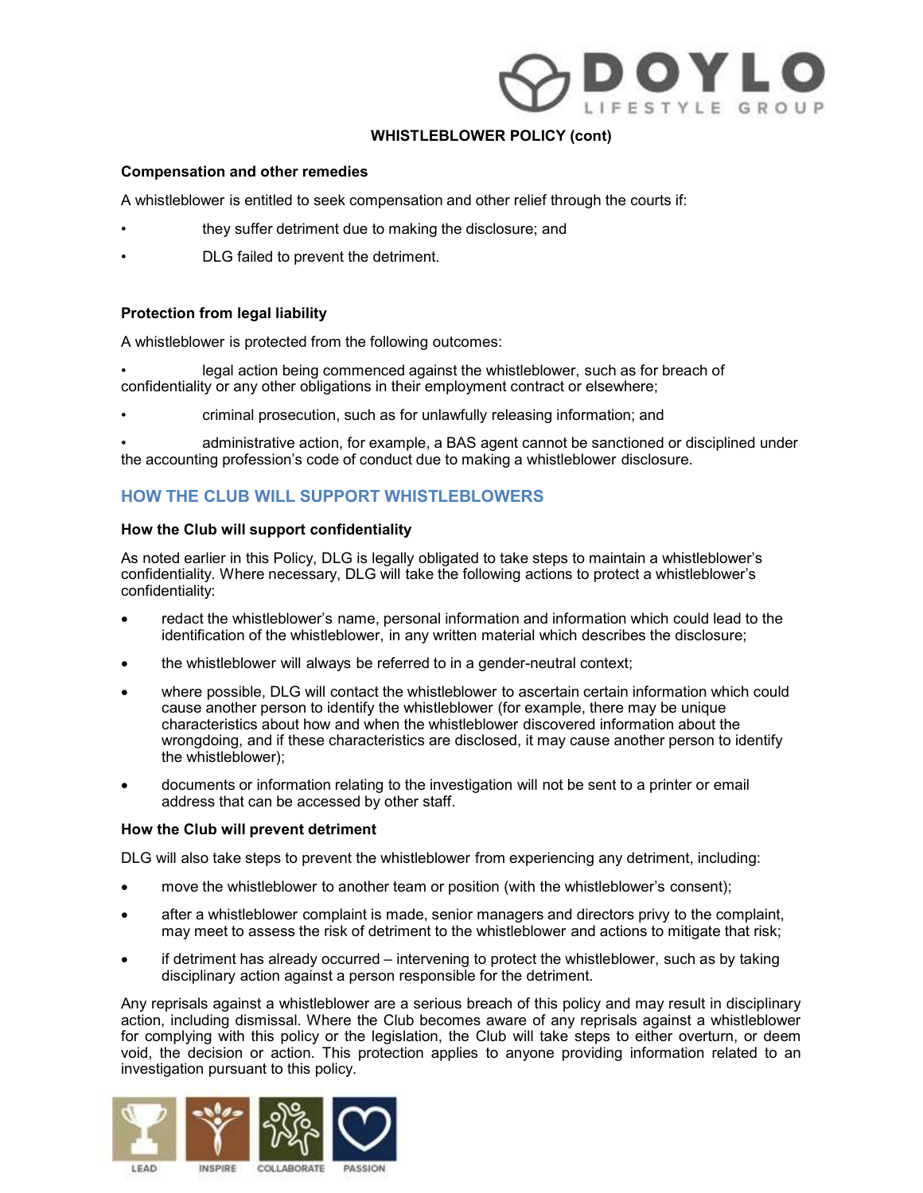**WHISTLEBLOWER POLICY (cont)**

**Compensation and other remedies**

A whistleblower is entitled to seek compensation and other relief through the courts if:

- they suffer detriment due to making the disclosure; and
- DLG failed to prevent the detriment.

**Protection from legal liability**

A whistleblower is protected from the following outcomes:

- legal action being commenced against the whistleblower, such as for breach of confidentiality or any other obligations in their employment contract or elsewhere;
- criminal prosecution, such as for unlawfully releasing information; and
- administrative action, for example, a BAS agent cannot be sanctioned or disciplined under the accounting profession's code of conduct due to making a whistleblower disclosure.

## HOW THE CLUB WILL SUPPORT WHISTLEBLOWERS

**How the Club will support confidentiality**

As noted earlier in this Policy, DLG is legally obligated to take steps to maintain a whistleblower's confidentiality. Where necessary, DLG will take the following actions to protect a whistleblower's confidentiality:

- redact the whistleblower's name, personal information and information which could lead to the identification of the whistleblower, in any written material which describes the disclosure;
- the whistleblower will always be referred to in a gender-neutral context;
- where possible, DLG will contact the whistleblower to ascertain certain information which could cause another person to identify the whistleblower (for example, there may be unique characteristics about how and when the whistleblower discovered information about the wrongdoing, and if these characteristics are disclosed, it may cause another person to identify the whistleblower);
- documents or information relating to the investigation will not be sent to a printer or email address that can be accessed by other staff.

**How the Club will prevent detriment**

DLG will also take steps to prevent the whistleblower from experiencing any detriment, including:

- move the whistleblower to another team or position (with the whistleblower's consent);
- after a whistleblower complaint is made, senior managers and directors privy to the complaint, may meet to assess the risk of detriment to the whistleblower and actions to mitigate that risk;
- if detriment has already occurred – intervening to protect the whistleblower, such as by taking disciplinary action against a person responsible for the detriment.

Any reprisals against a whistleblower are a serious breach of this policy and may result in disciplinary action, including dismissal. Where the Club becomes aware of any reprisals against a whistleblower for complying with this policy or the legislation, the Club will take steps to either overturn, or deem void, the decision or action. This protection applies to anyone providing information related to an investigation pursuant to this policy.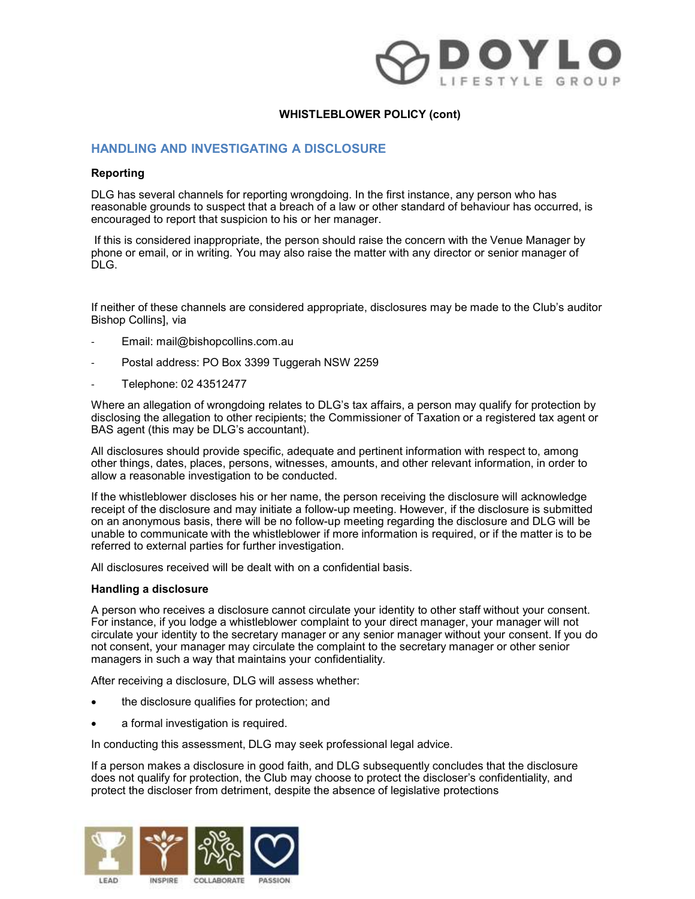**WHISTLEBLOWER POLICY (cont)**

## HANDLING AND INVESTIGATING A DISCLOSURE

### Reporting

DLG has several channels for reporting wrongdoing. In the first instance, any person who has reasonable grounds to suspect that a breach of a law or other standard of behaviour has occurred, is encouraged to report that suspicion to his or her manager.

If this is considered inappropriate, the person should raise the concern with the Venue Manager by phone or email, or in writing. You may also raise the matter with any director or senior manager of DLG.

If neither of these channels are considered appropriate, disclosures may be made to the Club's auditor Bishop Collins], via

- Email: mail@bishopcollins.com.au
- Postal address: PO Box 3399 Tuggerah NSW 2259
- Telephone: 02 43512477

Where an allegation of wrongdoing relates to DLG's tax affairs, a person may qualify for protection by disclosing the allegation to other recipients; the Commissioner of Taxation or a registered tax agent or BAS agent (this may be DLG's accountant).

All disclosures should provide specific, adequate and pertinent information with respect to, among other things, dates, places, persons, witnesses, amounts, and other relevant information, in order to allow a reasonable investigation to be conducted.

If the whistleblower discloses his or her name, the person receiving the disclosure will acknowledge receipt of the disclosure and may initiate a follow-up meeting. However, if the disclosure is submitted on an anonymous basis, there will be no follow-up meeting regarding the disclosure and DLG will be unable to communicate with the whistleblower if more information is required, or if the matter is to be referred to external parties for further investigation.

All disclosures received will be dealt with on a confidential basis.

### Handling a disclosure

A person who receives a disclosure cannot circulate your identity to other staff without your consent. For instance, if you lodge a whistleblower complaint to your direct manager, your manager will not circulate your identity to the secretary manager or any senior manager without your consent. If you do not consent, your manager may circulate the complaint to the secretary manager or other senior managers in such a way that maintains your confidentiality.

After receiving a disclosure, DLG will assess whether:

- the disclosure qualifies for protection; and
- a formal investigation is required.

In conducting this assessment, DLG may seek professional legal advice.

If a person makes a disclosure in good faith, and DLG subsequently concludes that the disclosure does not qualify for protection, the Club may choose to protect the discloser's confidentiality, and protect the discloser from detriment, despite the absence of legislative protections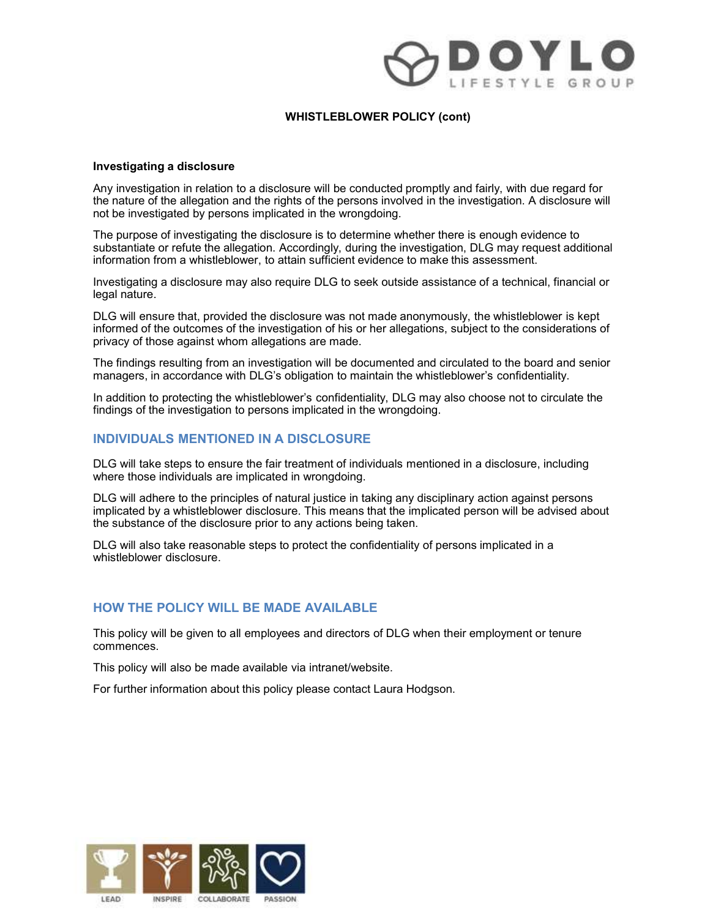**WHISTLEBLOWER POLICY (cont)**

**Investigating a disclosure**

Any investigation in relation to a disclosure will be conducted promptly and fairly, with due regard for the nature of the allegation and the rights of the persons involved in the investigation. A disclosure will not be investigated by persons implicated in the wrongdoing.

The purpose of investigating the disclosure is to determine whether there is enough evidence to substantiate or refute the allegation. Accordingly, during the investigation, DLG may request additional information from a whistleblower, to attain sufficient evidence to make this assessment.

Investigating a disclosure may also require DLG to seek outside assistance of a technical, financial or legal nature.

DLG will ensure that, provided the disclosure was not made anonymously, the whistleblower is kept informed of the outcomes of the investigation of his or her allegations, subject to the considerations of privacy of those against whom allegations are made.

The findings resulting from an investigation will be documented and circulated to the board and senior managers, in accordance with DLG's obligation to maintain the whistleblower's confidentiality.

In addition to protecting the whistleblower's confidentiality, DLG may also choose not to circulate the findings of the investigation to persons implicated in the wrongdoing.

## INDIVIDUALS MENTIONED IN A DISCLOSURE

DLG will take steps to ensure the fair treatment of individuals mentioned in a disclosure, including where those individuals are implicated in wrongdoing.

DLG will adhere to the principles of natural justice in taking any disciplinary action against persons implicated by a whistleblower disclosure. This means that the implicated person will be advised about the substance of the disclosure prior to any actions being taken.

DLG will also take reasonable steps to protect the confidentiality of persons implicated in a whistleblower disclosure.

## HOW THE POLICY WILL BE MADE AVAILABLE

This policy will be given to all employees and directors of DLG when their employment or tenure commences.

This policy will also be made available via intranet/website.

For further information about this policy please contact Laura Hodgson.